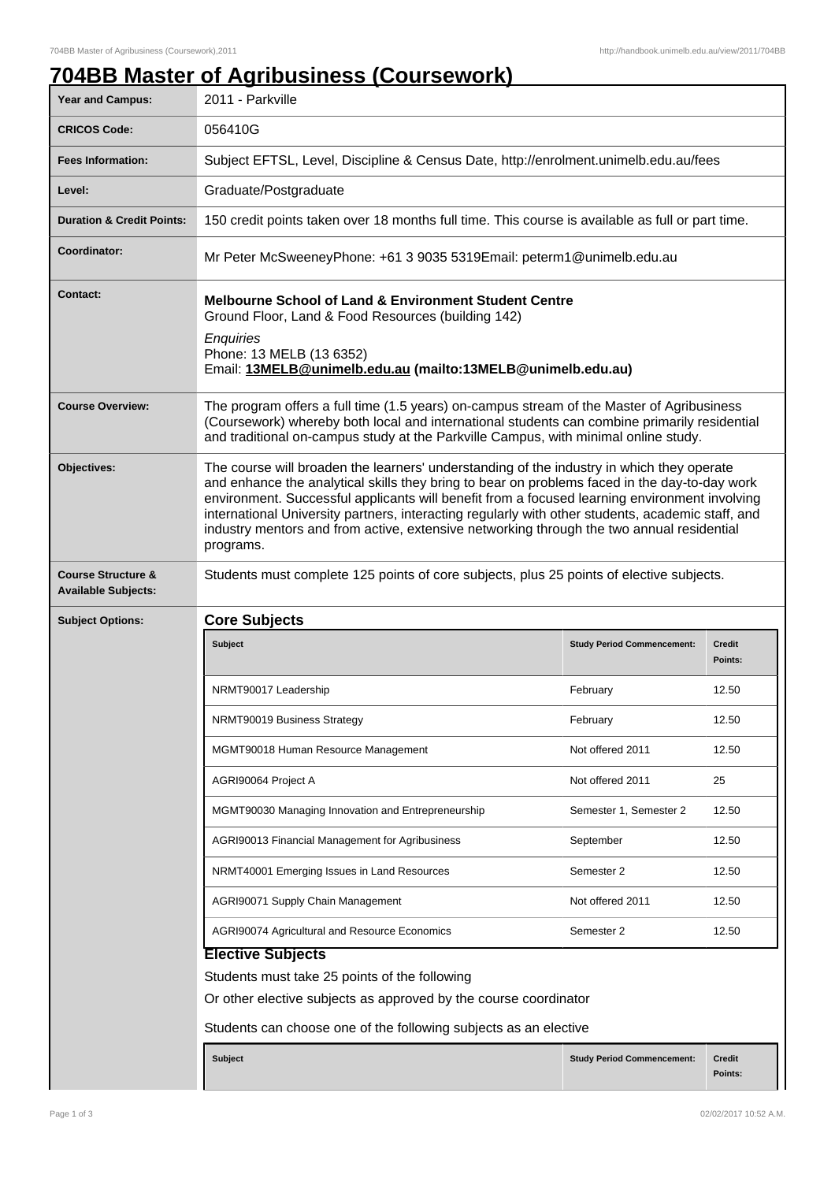# 704BB Master of Agribusiness (Coursework)

| | |
|---|---|
| **Year and Campus:** | 2011 - Parkville |
| **CRICOS Code:** | 056410G |
| **Fees Information:** | Subject EFTSL, Level, Discipline & Census Date, http://enrolment.unimelb.edu.au/fees |
| **Level:** | Graduate/Postgraduate |
| **Duration & Credit Points:** | 150 credit points taken over 18 months full time. This course is available as full or part time. |
| **Coordinator:** | Mr Peter McSweeneyPhone: +61 3 9035 5319Email: peterm1@unimelb.edu.au |
| **Contact:** | **Melbourne School of Land & Environment Student Centre** Ground Floor, Land & Food Resources (building 142) *Enquiries* Phone: 13 MELB (13 6352) Email: **13MELB@unimelb.edu.au (mailto:13MELB@unimelb.edu.au)** |
| **Course Overview:** | The program offers a full time (1.5 years) on-campus stream of the Master of Agribusiness (Coursework) whereby both local and international students can combine primarily residential and traditional on-campus study at the Parkville Campus, with minimal online study. |
| **Objectives:** | The course will broaden the learners' understanding of the industry in which they operate and enhance the analytical skills they bring to bear on problems faced in the day-to-day work environment. Successful applicants will benefit from a focused learning environment involving international University partners, interacting regularly with other students, academic staff, and industry mentors and from active, extensive networking through the two annual residential programs. |
| **Course Structure & Available Subjects:** | Students must complete 125 points of core subjects, plus 25 points of elective subjects. |

**Subject Options:**

## Core Subjects

| Subject | Study Period Commencement: | Credit Points: |
|---|---|---|
| NRMT90017 Leadership | February | 12.50 |
| NRMT90019 Business Strategy | February | 12.50 |
| MGMT90018 Human Resource Management | Not offered 2011 | 12.50 |
| AGRI90064 Project A | Not offered 2011 | 25 |
| MGMT90030 Managing Innovation and Entrepreneurship | Semester 1, Semester 2 | 12.50 |
| AGRI90013 Financial Management for Agribusiness | September | 12.50 |
| NRMT40001 Emerging Issues in Land Resources | Semester 2 | 12.50 |
| AGRI90071 Supply Chain Management | Not offered 2011 | 12.50 |
| AGRI90074 Agricultural and Resource Economics | Semester 2 | 12.50 |

## Elective Subjects

Students must take 25 points of the following

Or other elective subjects as approved by the course coordinator

Students can choose one of the following subjects as an elective

| Subject | Study Period Commencement: | Credit Points: |
|---|---|---|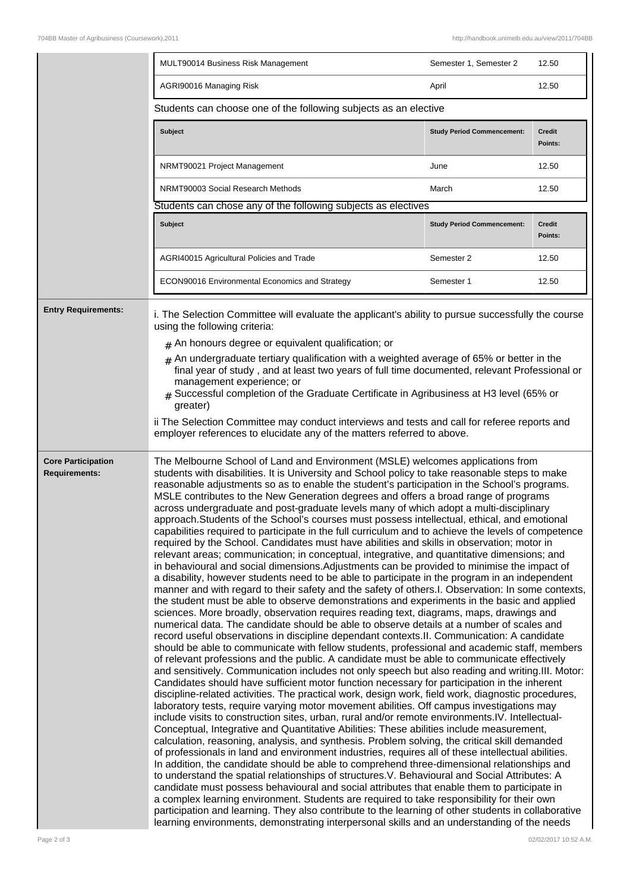| Subject | Study Period Commencement: | Credit Points: |
| --- | --- | --- |
| MULT90014 Business Risk Management | Semester 1, Semester 2 | 12.50 |
| AGRI90016 Managing Risk | April | 12.50 |

Students can choose one of the following subjects as an elective

| Subject | Study Period Commencement: | Credit Points: |
| --- | --- | --- |
| NRMT90021 Project Management | June | 12.50 |
| NRMT90003 Social Research Methods | March | 12.50 |

Students can chose any of the following subjects as electives

| Subject | Study Period Commencement: | Credit Points: |
| --- | --- | --- |
| AGRI40015 Agricultural Policies and Trade | Semester 2 | 12.50 |
| ECON90016 Environmental Economics and Strategy | Semester 1 | 12.50 |

**Entry Requirements:**

i. The Selection Committee will evaluate the applicant's ability to pursue successfully the course using the following criteria:

- An honours degree or equivalent qualification; or
- An undergraduate tertiary qualification with a weighted average of 65% or better in the final year of study , and at least two years of full time documented, relevant Professional or management experience; or
- Successful completion of the Graduate Certificate in Agribusiness at H3 level (65% or greater)

ii The Selection Committee may conduct interviews and tests and call for referee reports and employer references to elucidate any of the matters referred to above.

**Core Participation Requirements:**

The Melbourne School of Land and Environment (MSLE) welcomes applications from students with disabilities. It is University and School policy to take reasonable steps to make reasonable adjustments so as to enable the student's participation in the School's programs. MSLE contributes to the New Generation degrees and offers a broad range of programs across undergraduate and post-graduate levels many of which adopt a multi-disciplinary approach.Students of the School's courses must possess intellectual, ethical, and emotional capabilities required to participate in the full curriculum and to achieve the levels of competence required by the School. Candidates must have abilities and skills in observation; motor in relevant areas; communication; in conceptual, integrative, and quantitative dimensions; and in behavioural and social dimensions.Adjustments can be provided to minimise the impact of a disability, however students need to be able to participate in the program in an independent manner and with regard to their safety and the safety of others.I. Observation: In some contexts, the student must be able to observe demonstrations and experiments in the basic and applied sciences. More broadly, observation requires reading text, diagrams, maps, drawings and numerical data. The candidate should be able to observe details at a number of scales and record useful observations in discipline dependant contexts.II. Communication: A candidate should be able to communicate with fellow students, professional and academic staff, members of relevant professions and the public. A candidate must be able to communicate effectively and sensitively. Communication includes not only speech but also reading and writing.III. Motor: Candidates should have sufficient motor function necessary for participation in the inherent discipline-related activities. The practical work, design work, field work, diagnostic procedures, laboratory tests, require varying motor movement abilities. Off campus investigations may include visits to construction sites, urban, rural and/or remote environments.IV. Intellectual-Conceptual, Integrative and Quantitative Abilities: These abilities include measurement, calculation, reasoning, analysis, and synthesis. Problem solving, the critical skill demanded of professionals in land and environment industries, requires all of these intellectual abilities. In addition, the candidate should be able to comprehend three-dimensional relationships and to understand the spatial relationships of structures.V. Behavioural and Social Attributes: A candidate must possess behavioural and social attributes that enable them to participate in a complex learning environment. Students are required to take responsibility for their own participation and learning. They also contribute to the learning of other students in collaborative learning environments, demonstrating interpersonal skills and an understanding of the needs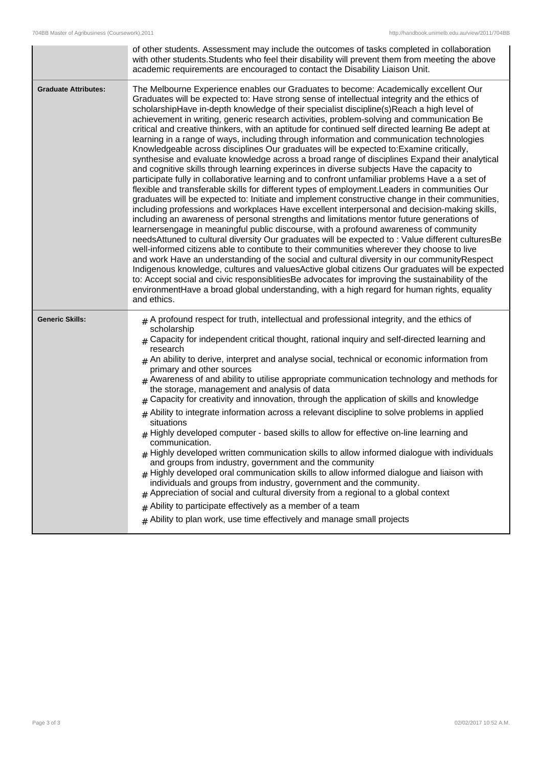| | |
|---|---|
| | of other students. Assessment may include the outcomes of tasks completed in collaboration with other students.Students who feel their disability will prevent them from meeting the above academic requirements are encouraged to contact the Disability Liaison Unit. |
| **Graduate Attributes:** | The Melbourne Experience enables our Graduates to become: Academically excellent Our Graduates will be expected to: Have strong sense of intellectual integrity and the ethics of scholarshipHave in-depth knowledge of their specialist discipline(s)Reach a high level of achievement in writing, generic research activities, problem-solving and communication Be critical and creative thinkers, with an aptitude for continued self directed learning Be adept at learning in a range of ways, including through information and communication technologies Knowledgeable across disciplines Our graduates will be expected to:Examine critically, synthesise and evaluate knowledge across a broad range of disciplines Expand their analytical and cognitive skills through learning experinces in diverse subjects Have the capacity to participate fully in collaborative learning and to confront unfamiliar problems Have a a set of flexible and transferable skills for different types of employment.Leaders in communities Our graduates will be expected to: Initiate and implement constructive change in their communities, including professions and workplaces Have excellent interpersonal and decision-making skills, including an awareness of personal strengths and limitations mentor future generations of learnersengage in meaningful public discourse, with a profound awareness of community needsAttuned to cultural diversity Our graduates will be expected to : Value different culturesBe well-informed citizens able to contibute to their communities wherever they choose to live and work Have an understanding of the social and cultural diversity in our communityRespect Indigenous knowledge, cultures and valuesActive global citizens Our graduates will be expected to: Accept social and civic responsiblitiesBe advocates for improving the sustainability of the environmentHave a broad global understanding, with a high regard for human rights, equality and ethics. |
| **Generic Skills:** | # A profound respect for truth, intellectual and professional integrity, and the ethics of scholarship<br># Capacity for independent critical thought, rational inquiry and self-directed learning and research<br># An ability to derive, interpret and analyse social, technical or economic information from primary and other sources<br># Awareness of and ability to utilise appropriate communication technology and methods for the storage, management and analysis of data<br># Capacity for creativity and innovation, through the application of skills and knowledge<br># Ability to integrate information across a relevant discipline to solve problems in applied situations<br># Highly developed computer - based skills to allow for effective on-line learning and communication.<br># Highly developed written communication skills to allow informed dialogue with individuals and groups from industry, government and the community<br># Highly developed oral communication skills to allow informed dialogue and liaison with individuals and groups from industry, government and the community.<br># Appreciation of social and cultural diversity from a regional to a global context<br># Ability to participate effectively as a member of a team<br># Ability to plan work, use time effectively and manage small projects |